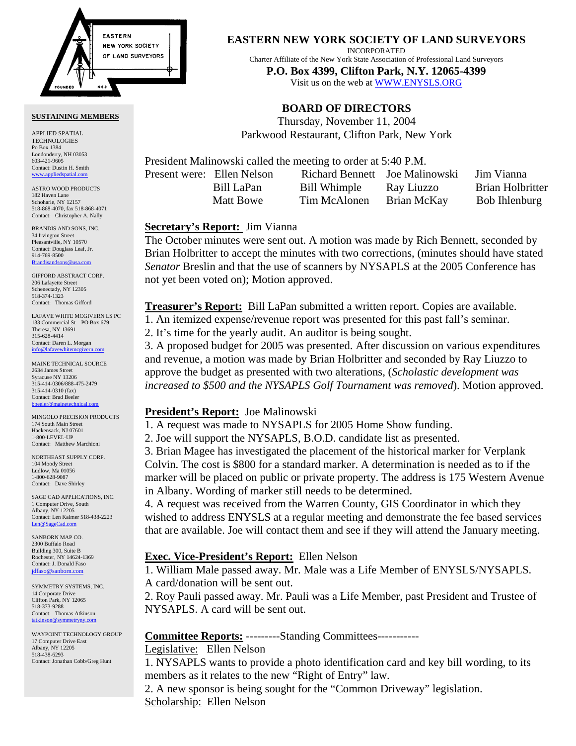# EASTERN NEW YORK SOCIETY OF LAND SURVEYORS

INCORPORATED

Charter Affiliate of the New York State Association of Professional Land Surveyors

**P.O. Box 4399, Clifton Park, N.Y. 12065-4399**

Visit us on the web at WWW.ENYSLS.ORG

## BOARD OF DIRECTORS

Thursday, November 11, 2004

Parkwood Restaurant, Clifton Park, New York

President Malinowski called the meeting to order at 5:40 P.M.

Present were: Ellen Nelson, Richard Bennett, Joe Malinowski, Jim Vianna, Bill LaPan, Bill Whimple, Ray Liuzzo, Brian Holbritter, Matt Bowe, Tim McAlonen, Brian McKay, Bob Ihlenburg

**Secretary's Report:** Jim Vianna

The October minutes were sent out. A motion was made by Rich Bennett, seconded by Brian Holbritter to accept the minutes with two corrections, (minutes should have stated *Senator* Breslin and that the use of scanners by NYSAPLS at the 2005 Conference has not yet been voted on); Motion approved.

**Treasurer's Report:** Bill LaPan submitted a written report. Copies are available.

1. An itemized expense/revenue report was presented for this past fall's seminar.
2. It's time for the yearly audit. An auditor is being sought.
3. A proposed budget for 2005 was presented. After discussion on various expenditures and revenue, a motion was made by Brian Holbritter and seconded by Ray Liuzzo to approve the budget as presented with two alterations, (*Scholastic development was increased to $500 and the NYSAPLS Golf Tournament was removed*). Motion approved.

**President's Report:** Joe Malinowski

1. A request was made to NYSAPLS for 2005 Home Show funding.
2. Joe will support the NYSAPLS, B.O.D. candidate list as presented.
3. Brian Magee has investigated the placement of the historical marker for Verplank Colvin. The cost is $800 for a standard marker. A determination is needed as to if the marker will be placed on public or private property. The address is 175 Western Avenue in Albany. Wording of marker still needs to be determined.
4. A request was received from the Warren County, GIS Coordinator in which they wished to address ENYSLS at a regular meeting and demonstrate the fee based services that are available. Joe will contact them and see if they will attend the January meeting.

**Exec. Vice-President's Report:** Ellen Nelson

1. William Male passed away. Mr. Male was a Life Member of ENYSLS/NYSAPLS. A card/donation will be sent out.
2. Roy Pauli passed away. Mr. Pauli was a Life Member, past President and Trustee of NYSAPLS. A card will be sent out.

**Committee Reports:** ---------Standing Committees-----------

Legislative: Ellen Nelson

1. NYSAPLS wants to provide a photo identification card and key bill wording, to its members as it relates to the new "Right of Entry" law.
2. A new sponsor is being sought for the "Common Driveway" legislation.

Scholarship: Ellen Nelson

**SUSTAINING MEMBERS**

APPLIED SPATIAL TECHNOLOGIES
Po Box 1384
Londonderry, NH 03053
603-421-9605
Contact: Dustin H. Smith
www.appliedspatial.com

ASTRO WOOD PRODUCTS
182 Haven Lane
Schoharie, NY 12157
518-868-4070, fax 518-868-4071
Contact: Christopher A. Nally

BRANDIS AND SONS, INC.
34 Irvington Street
Pleasantville, NY 10570
Contact: Douglass Leaf, Jr.
914-769-8500
Brandisandsons@usa.com

GIFFORD ABSTRACT CORP.
206 Lafayette Street
Schenectady, NY 12305
518-374-1323
Contact: Thomas Gifford

LAFAVE WHITE MCGIVERN LS PC
133 Commercial St PO Box 679
Theresa, NY 13691
315-628-4414
Contact: Daren L. Morgan
info@lafavewhitemcgivern.com

MAINE TECHNICAL SOURCE
2634 James Street
Syracuse NY 13206
315-414-0306/888-475-2479
315-414-0310 (fax)
Contact: Brad Beeler
bbeeler@mainetechnical.com

MINGOLO PRECISION PRODUCTS
174 South Main Street
Hackensack, NJ 07601
1-800-LEVEL-UP
Contact: Matthew Marchioni

NORTHEAST SUPPLY CORP.
104 Moody Street
Ludlow, Ma 01056
1-800-628-9087
Contact: Dave Shirley

SAGE CAD APPLICATIONS, INC.
1 Computer Drive, South
Albany, NY 12205
Contact: Len Kalmer 518-438-2223
Len@SageCad.com

SANBORN MAP CO.
2300 Buffalo Road
Building 300, Suite B
Rochester, NY 14624-1369
Contact: J. Donald Faso
jdfaso@sanborn.com

SYMMETRY SYSTEMS, INC.
14 Corporate Drive
Clifton Park, NY 12065
518-373-9288
Contact: Thomas Atkinson
tatkinson@symmetryny.com

WAYPOINT TECHNOLOGY GROUP
17 Computer Drive East
Albany, NY 12205
518-438-6293
Contact: Jonathan Cobb/Greg Hunt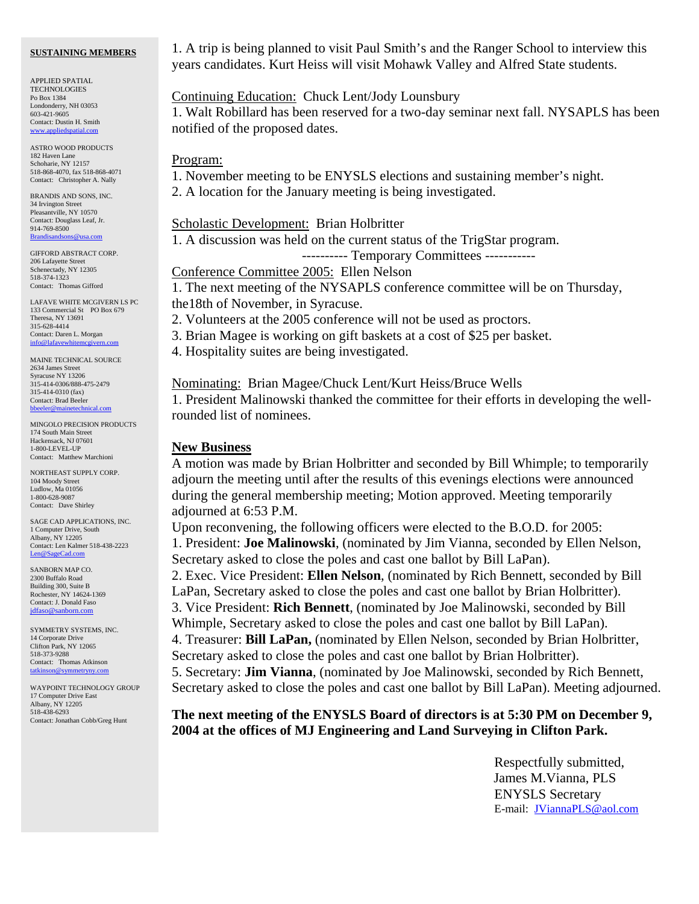**SUSTAINING MEMBERS**

APPLIED SPATIAL TECHNOLOGIES
Po Box 1384
Londonderry, NH 03053
603-421-9605
Contact: Dustin H. Smith
www.appliedspatial.com

ASTRO WOOD PRODUCTS
182 Haven Lane
Schoharie, NY 12157
518-868-4070, fax 518-868-4071
Contact: Christopher A. Nally

BRANDIS AND SONS, INC.
34 Irvington Street
Pleasantville, NY 10570
Contact: Douglass Leaf, Jr.
914-769-8500
Brandisandsons@usa.com

GIFFORD ABSTRACT CORP.
206 Lafayette Street
Schenectady, NY 12305
518-374-1323
Contact: Thomas Gifford

LAFAVE WHITE MCGIVERN LS PC
133 Commercial St PO Box 679
Theresa, NY 13691
315-628-4414
Contact: Daren L. Morgan
info@lafavewhitemcgivern.com

MAINE TECHNICAL SOURCE
2634 James Street
Syracuse NY 13206
315-414-0306/888-475-2479
315-414-0310 (fax)
Contact: Brad Beeler
bbeeler@mainetechnical.com

MINGOLO PRECISION PRODUCTS
174 South Main Street
Hackensack, NJ 07601
1-800-LEVEL-UP
Contact: Matthew Marchioni

NORTHEAST SUPPLY CORP.
104 Moody Street
Ludlow, Ma 01056
1-800-628-9087
Contact: Dave Shirley

SAGE CAD APPLICATIONS, INC.
1 Computer Drive, South
Albany, NY 12205
Contact: Len Kalmer 518-438-2223
Len@SageCad.com

SANBORN MAP CO.
2300 Buffalo Road
Building 300, Suite B
Rochester, NY 14624-1369
Contact: J. Donald Faso
jdfaso@sanborn.com

SYMMETRY SYSTEMS, INC.
14 Corporate Drive
Clifton Park, NY 12065
518-373-9288
Contact: Thomas Atkinson
tatkinson@symmetryny.com

WAYPOINT TECHNOLOGY GROUP
17 Computer Drive East
Albany, NY 12205
518-438-6293
Contact: Jonathan Cobb/Greg Hunt

1. A trip is being planned to visit Paul Smith's and the Ranger School to interview this years candidates. Kurt Heiss will visit Mohawk Valley and Alfred State students.

Continuing Education: Chuck Lent/Jody Lounsbury
1. Walt Robillard has been reserved for a two-day seminar next fall. NYSAPLS has been notified of the proposed dates.

Program:
1. November meeting to be ENYSLS elections and sustaining member's night.
2. A location for the January meeting is being investigated.

Scholastic Development: Brian Holbritter
1. A discussion was held on the current status of the TrigStar program.

---------- Temporary Committees -----------

Conference Committee 2005: Ellen Nelson
1. The next meeting of the NYSAPLS conference committee will be on Thursday, the18th of November, in Syracuse.
2. Volunteers at the 2005 conference will not be used as proctors.
3. Brian Magee is working on gift baskets at a cost of $25 per basket.
4. Hospitality suites are being investigated.

Nominating: Brian Magee/Chuck Lent/Kurt Heiss/Bruce Wells
1. President Malinowski thanked the committee for their efforts in developing the well-rounded list of nominees.

## New Business

A motion was made by Brian Holbritter and seconded by Bill Whimple; to temporarily adjourn the meeting until after the results of this evenings elections were announced during the general membership meeting; Motion approved. Meeting temporarily adjourned at 6:53 P.M.
Upon reconvening, the following officers were elected to the B.O.D. for 2005:
1. President: **Joe Malinowski**, (nominated by Jim Vianna, seconded by Ellen Nelson, Secretary asked to close the poles and cast one ballot by Bill LaPan).
2. Exec. Vice President: **Ellen Nelson**, (nominated by Rich Bennett, seconded by Bill LaPan, Secretary asked to close the poles and cast one ballot by Brian Holbritter).
3. Vice President: **Rich Bennett**, (nominated by Joe Malinowski, seconded by Bill Whimple, Secretary asked to close the poles and cast one ballot by Bill LaPan).
4. Treasurer: **Bill LaPan,** (nominated by Ellen Nelson, seconded by Brian Holbritter, Secretary asked to close the poles and cast one ballot by Brian Holbritter).
5. Secretary: **Jim Vianna**, (nominated by Joe Malinowski, seconded by Rich Bennett, Secretary asked to close the poles and cast one ballot by Bill LaPan). Meeting adjourned.

**The next meeting of the ENYSLS Board of directors is at 5:30 PM on December 9, 2004 at the offices of MJ Engineering and Land Surveying in Clifton Park.**

Respectfully submitted,
James M.Vianna, PLS
ENYSLS Secretary
E-mail: JViannaPLS@aol.com